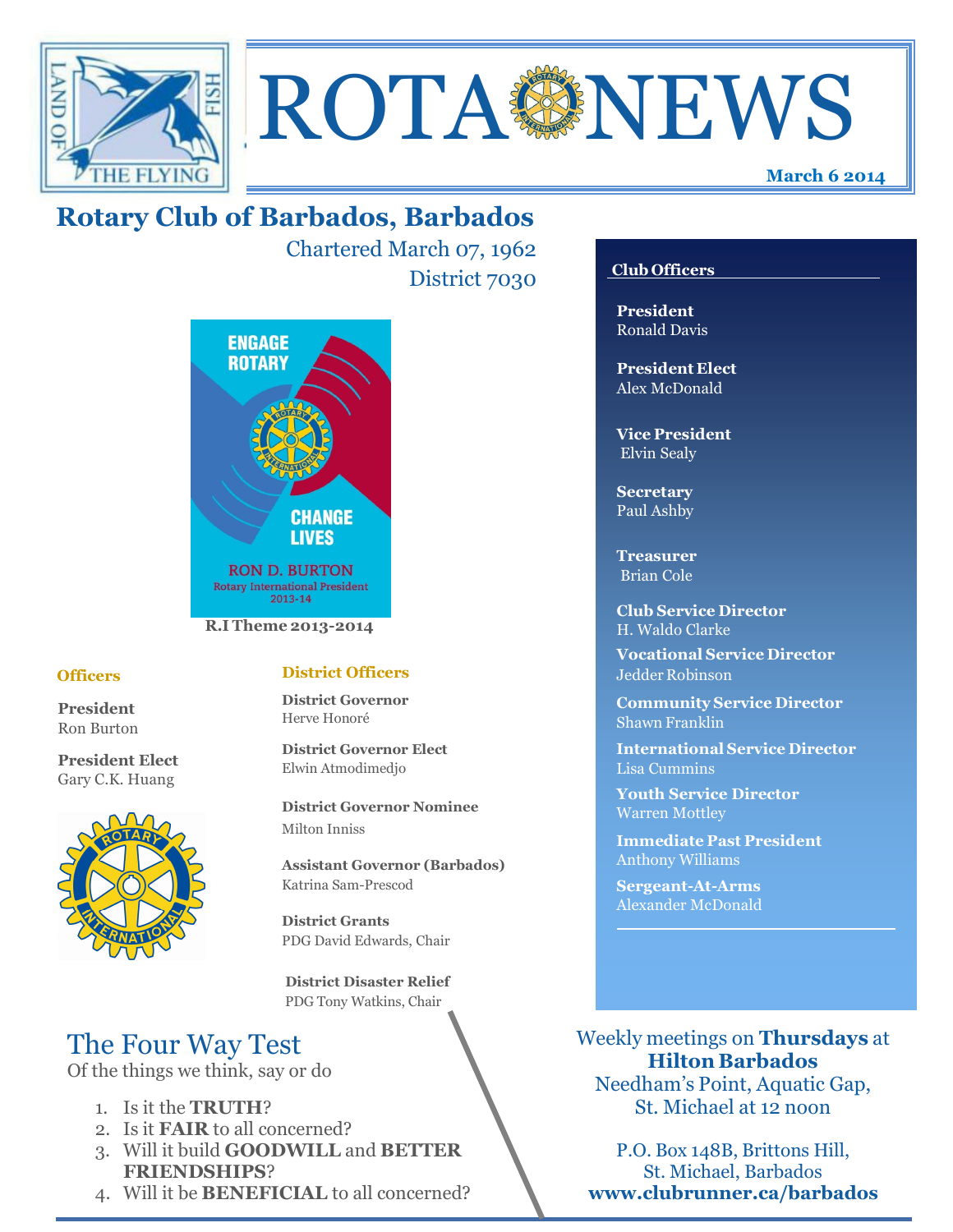# ROTA NEWS

**March 6 2014**

## Rotary Club of Barbados, Barbados

Chartered March 07, 1962
District 7030

ENGAGE ROTARY
CHANGE LIVES
RON D. BURTON
Rotary International President 2013-14

**R.I Theme 2013-2014**

### Officers

**President**
Ron Burton

**President Elect**
Gary C.K. Huang

### District Officers

**District Governor**
Herve Honoré

**District Governor Elect**
Elwin Atmodimedjo

**District Governor Nominee**
Milton Inniss

**Assistant Governor (Barbados)**
Katrina Sam-Prescod

**District Grants**
PDG David Edwards, Chair

**District Disaster Relief**
PDG Tony Watkins, Chair

### Club Officers

**President**
Ronald Davis

**President Elect**
Alex McDonald

**Vice President**
Elvin Sealy

**Secretary**
Paul Ashby

**Treasurer**
Brian Cole

**Club Service Director**
H. Waldo Clarke

**Vocational Service Director**
Jedder Robinson

**Community Service Director**
Shawn Franklin

**International Service Director**
Lisa Cummins

**Youth Service Director**
Warren Mottley

**Immediate Past President**
Anthony Williams

**Sergeant-At-Arms**
Alexander McDonald

## The Four Way Test

Of the things we think, say or do

1. Is it the **TRUTH**?
2. Is it **FAIR** to all concerned?
3. Will it build **GOODWILL** and **BETTER FRIENDSHIPS**?
4. Will it be **BENEFICIAL** to all concerned?

Weekly meetings on **Thursdays** at **Hilton Barbados**
Needham's Point, Aquatic Gap, St. Michael at 12 noon

P.O. Box 148B, Brittons Hill, St. Michael, Barbados
**www.clubrunner.ca/barbados**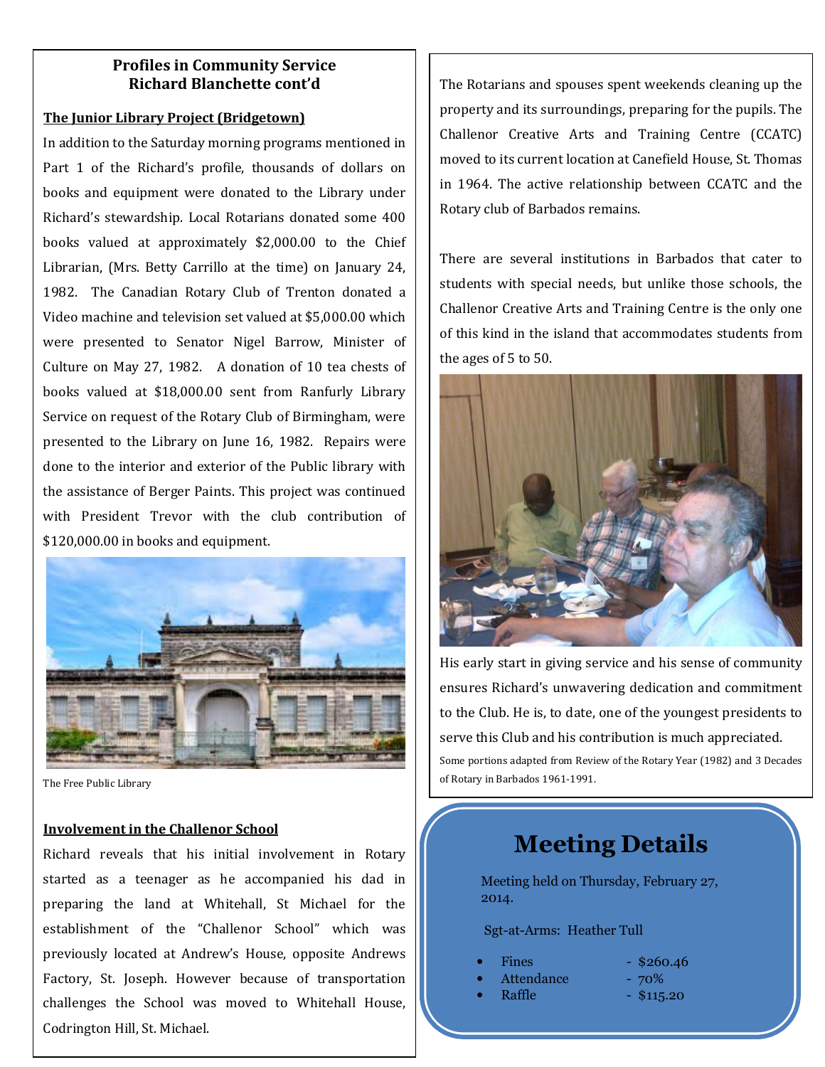## Profiles in Community Service
## Richard Blanchette cont'd

**The Junior Library Project (Bridgetown)**

In addition to the Saturday morning programs mentioned in Part 1 of the Richard's profile, thousands of dollars on books and equipment were donated to the Library under Richard's stewardship. Local Rotarians donated some 400 books valued at approximately $2,000.00 to the Chief Librarian, (Mrs. Betty Carrillo at the time) on January 24, 1982. The Canadian Rotary Club of Trenton donated a Video machine and television set valued at $5,000.00 which were presented to Senator Nigel Barrow, Minister of Culture on May 27, 1982. A donation of 10 tea chests of books valued at $18,000.00 sent from Ranfurly Library Service on request of the Rotary Club of Birmingham, were presented to the Library on June 16, 1982. Repairs were done to the interior and exterior of the Public library with the assistance of Berger Paints. This project was continued with President Trevor with the club contribution of $120,000.00 in books and equipment.

The Free Public Library

**Involvement in the Challenor School**

Richard reveals that his initial involvement in Rotary started as a teenager as he accompanied his dad in preparing the land at Whitehall, St Michael for the establishment of the "Challenor School" which was previously located at Andrew's House, opposite Andrews Factory, St. Joseph. However because of transportation challenges the School was moved to Whitehall House, Codrington Hill, St. Michael.

The Rotarians and spouses spent weekends cleaning up the property and its surroundings, preparing for the pupils. The Challenor Creative Arts and Training Centre (CCATC) moved to its current location at Canefield House, St. Thomas in 1964. The active relationship between CCATC and the Rotary club of Barbados remains.

There are several institutions in Barbados that cater to students with special needs, but unlike those schools, the Challenor Creative Arts and Training Centre is the only one of this kind in the island that accommodates students from the ages of 5 to 50.

His early start in giving service and his sense of community ensures Richard's unwavering dedication and commitment to the Club. He is, to date, one of the youngest presidents to serve this Club and his contribution is much appreciated.

Some portions adapted from Review of the Rotary Year (1982) and 3 Decades of Rotary in Barbados 1961-1991.

## Meeting Details

Meeting held on Thursday, February 27, 2014.

Sgt-at-Arms: Heather Tull

- Fines - $260.46
- Attendance - 70%
- Raffle - $115.20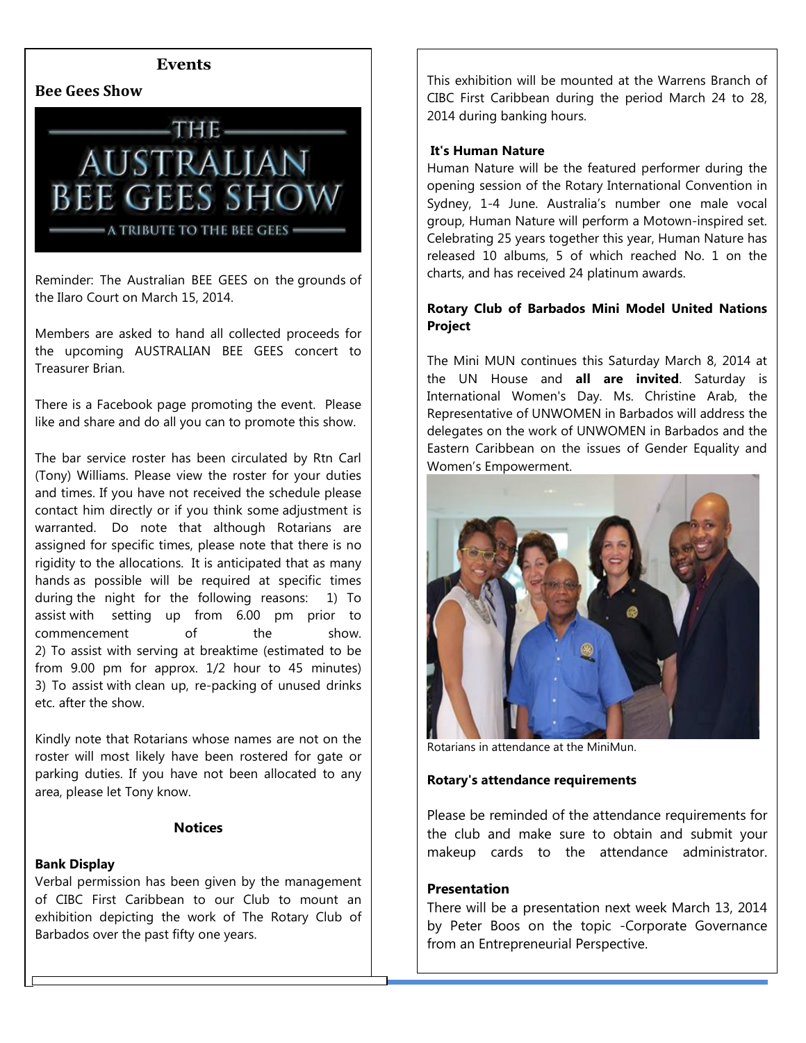## Events

### Bee Gees Show

Reminder: The Australian BEE GEES on the grounds of the Ilaro Court on March 15, 2014.

Members are asked to hand all collected proceeds for the upcoming AUSTRALIAN BEE GEES concert to Treasurer Brian.

There is a Facebook page promoting the event. Please like and share and do all you can to promote this show.

The bar service roster has been circulated by Rtn Carl (Tony) Williams. Please view the roster for your duties and times. If you have not received the schedule please contact him directly or if you think some adjustment is warranted. Do note that although Rotarians are assigned for specific times, please note that there is no rigidity to the allocations. It is anticipated that as many hands as possible will be required at specific times during the night for the following reasons: 1) To assist with setting up from 6.00 pm prior to commencement of the show. 2) To assist with serving at breaktime (estimated to be from 9.00 pm for approx. 1/2 hour to 45 minutes) 3) To assist with clean up, re-packing of unused drinks etc. after the show.

Kindly note that Rotarians whose names are not on the roster will most likely have been rostered for gate or parking duties. If you have not been allocated to any area, please let Tony know.

## Notices

**Bank Display**

Verbal permission has been given by the management of CIBC First Caribbean to our Club to mount an exhibition depicting the work of The Rotary Club of Barbados over the past fifty one years.

This exhibition will be mounted at the Warrens Branch of CIBC First Caribbean during the period March 24 to 28, 2014 during banking hours.

**It's Human Nature**

Human Nature will be the featured performer during the opening session of the Rotary International Convention in Sydney, 1-4 June. Australia's number one male vocal group, Human Nature will perform a Motown-inspired set. Celebrating 25 years together this year, Human Nature has released 10 albums, 5 of which reached No. 1 on the charts, and has received 24 platinum awards.

**Rotary Club of Barbados Mini Model United Nations Project**

The Mini MUN continues this Saturday March 8, 2014 at the UN House and **all are invited**. Saturday is International Women's Day. Ms. Christine Arab, the Representative of UNWOMEN in Barbados will address the delegates on the work of UNWOMEN in Barbados and the Eastern Caribbean on the issues of Gender Equality and Women's Empowerment.

Rotarians in attendance at the MiniMun.

**Rotary's attendance requirements**

Please be reminded of the attendance requirements for the club and make sure to obtain and submit your makeup cards to the attendance administrator.

**Presentation**

There will be a presentation next week March 13, 2014 by Peter Boos on the topic -Corporate Governance from an Entrepreneurial Perspective.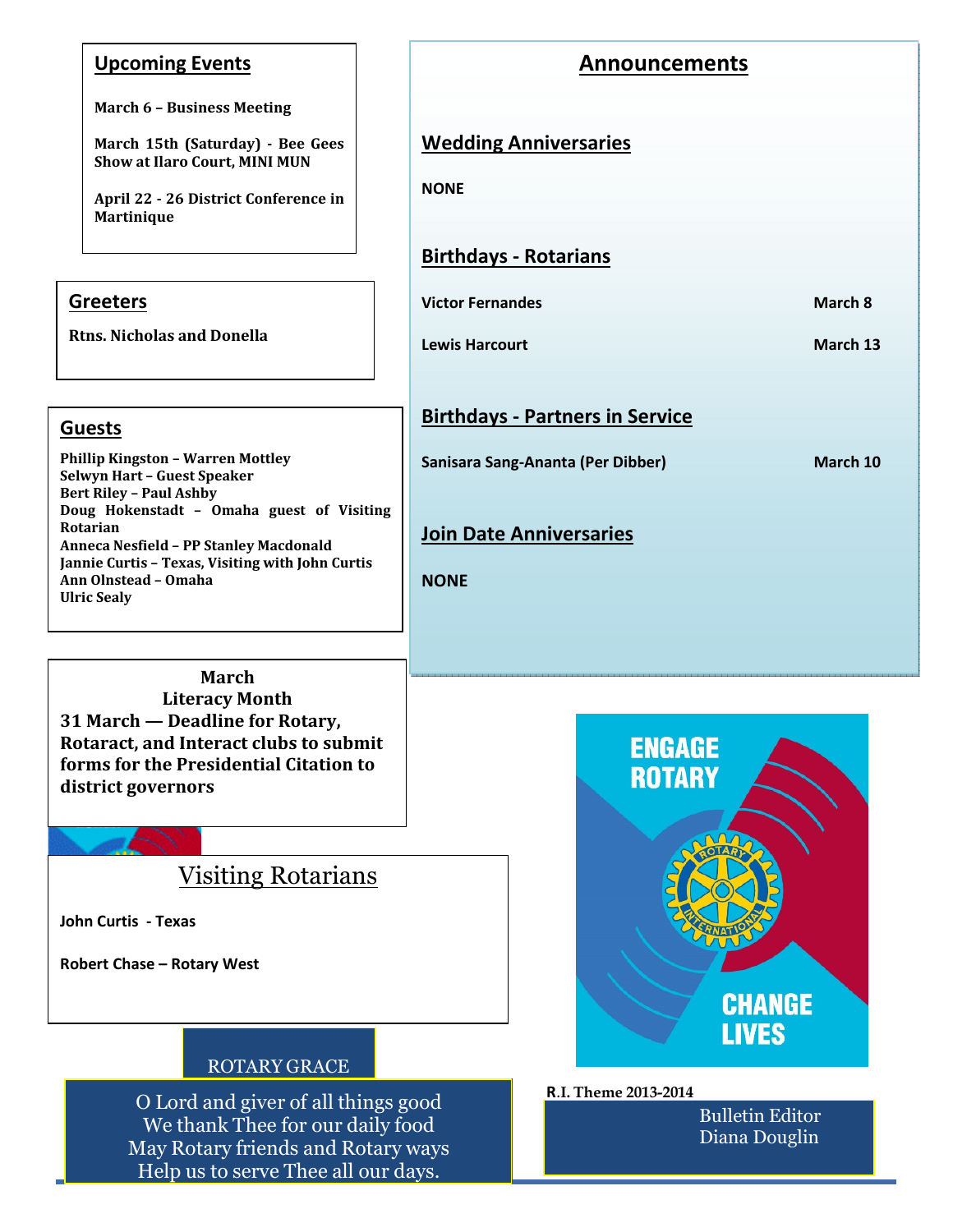## Upcoming Events

**March 6 – Business Meeting**

**March 15th (Saturday) - Bee Gees Show at Ilaro Court, MINI MUN**

**April 22 - 26 District Conference in Martinique**

## Greeters

**Rtns. Nicholas and Donella**

## Guests

**Phillip Kingston – Warren Mottley**
**Selwyn Hart – Guest Speaker**
**Bert Riley – Paul Ashby**
**Doug Hokenstadt – Omaha guest of Visiting Rotarian**
**Anneca Nesfield – PP Stanley Macdonald**
**Jannie Curtis – Texas, Visiting with John Curtis**
**Ann Olnstead – Omaha**
**Ulric Sealy**

**March**
**Literacy Month**
**31 March — Deadline for Rotary, Rotaract, and Interact clubs to submit forms for the Presidential Citation to district governors**

## Visiting Rotarians

**John Curtis - Texas**

**Robert Chase – Rotary West**

ROTARY GRACE

O Lord and giver of all things good
We thank Thee for our daily food
May Rotary friends and Rotary ways
Help us to serve Thee all our days.

## Announcements

### Wedding Anniversaries

**NONE**

### Birthdays - Rotarians

| | |
|---|---|
| **Victor Fernandes** | **March 8** |
| **Lewis Harcourt** | **March 13** |

### Birthdays - Partners in Service

| | |
|---|---|
| **Sanisara Sang-Ananta (Per Dibber)** | **March 10** |

### Join Date Anniversaries

**NONE**

ENGAGE ROTARY

CHANGE LIVES

**R.I. Theme 2013-2014**

Bulletin Editor
Diana Douglin